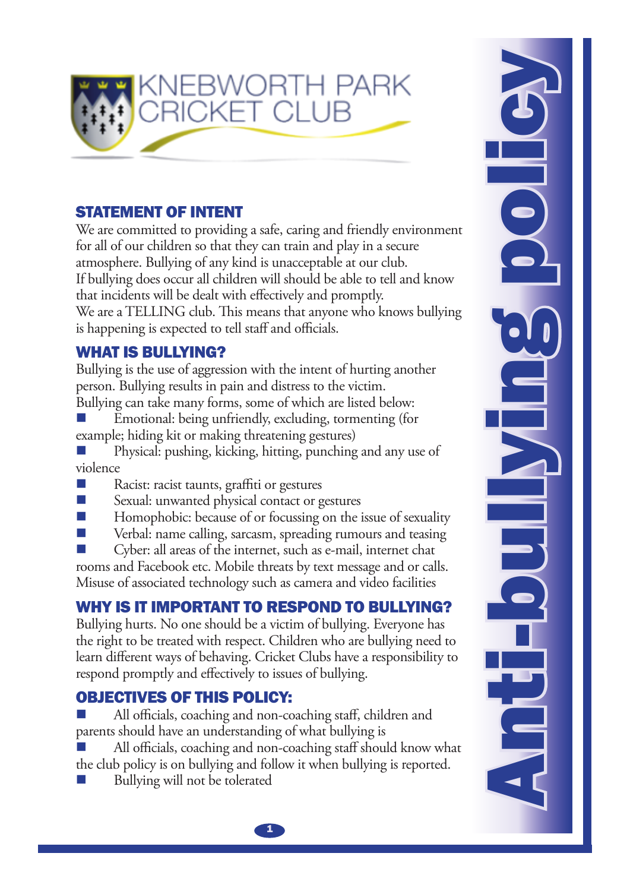# KNEBWORTH PARK CRICKET CLUB

# Anti-bullying policy

## STATEMENT OF INTENT

We are committed to providing a safe, caring and friendly environment for all of our children so that they can train and play in a secure atmosphere. Bullying of any kind is unacceptable at our club.
If bullying does occur all children will should be able to tell and know that incidents will be dealt with effectively and promptly.
We are a TELLING club. This means that anyone who knows bullying is happening is expected to tell staff and officials.

## WHAT IS BULLYING?

Bullying is the use of aggression with the intent of hurting another person. Bullying results in pain and distress to the victim.
Bullying can take many forms, some of which are listed below:

- Emotional: being unfriendly, excluding, tormenting (for example; hiding kit or making threatening gestures)
- Physical: pushing, kicking, hitting, punching and any use of violence
- Racist: racist taunts, graffiti or gestures
- Sexual: unwanted physical contact or gestures
- Homophobic: because of or focussing on the issue of sexuality
- Verbal: name calling, sarcasm, spreading rumours and teasing
- Cyber: all areas of the internet, such as e-mail, internet chat rooms and Facebook etc. Mobile threats by text message and or calls. Misuse of associated technology such as camera and video facilities

## WHY IS IT IMPORTANT TO RESPOND TO BULLYING?

Bullying hurts. No one should be a victim of bullying. Everyone has the right to be treated with respect. Children who are bullying need to learn different ways of behaving. Cricket Clubs have a responsibility to respond promptly and effectively to issues of bullying.

## OBJECTIVES OF THIS POLICY:

- All officials, coaching and non-coaching staff, children and parents should have an understanding of what bullying is
- All officials, coaching and non-coaching staff should know what the club policy is on bullying and follow it when bullying is reported.
- Bullying will not be tolerated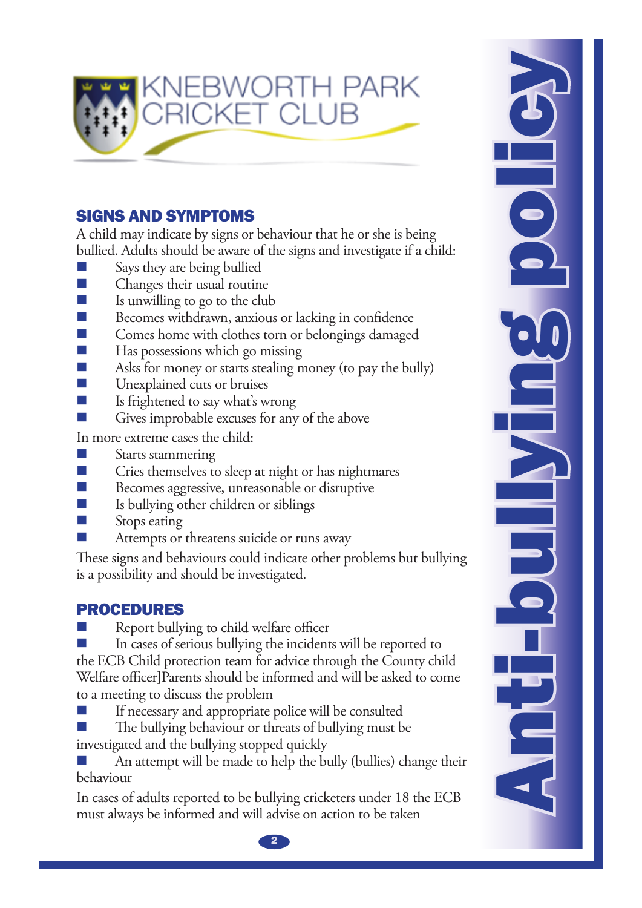KNEBWORTH PARK CRICKET CLUB

# Anti-bullying policy

## SIGNS AND SYMPTOMS

A child may indicate by signs or behaviour that he or she is being bullied. Adults should be aware of the signs and investigate if a child:

- Says they are being bullied
- Changes their usual routine
- Is unwilling to go to the club
- Becomes withdrawn, anxious or lacking in confidence
- Comes home with clothes torn or belongings damaged
- Has possessions which go missing
- Asks for money or starts stealing money (to pay the bully)
- Unexplained cuts or bruises
- Is frightened to say what's wrong
- Gives improbable excuses for any of the above

In more extreme cases the child:

- Starts stammering
- Cries themselves to sleep at night or has nightmares
- Becomes aggressive, unreasonable or disruptive
- Is bullying other children or siblings
- Stops eating
- Attempts or threatens suicide or runs away

These signs and behaviours could indicate other problems but bullying is a possibility and should be investigated.

## PROCEDURES

- Report bullying to child welfare officer
- In cases of serious bullying the incidents will be reported to the ECB Child protection team for advice through the County child Welfare officer]Parents should be informed and will be asked to come to a meeting to discuss the problem
- If necessary and appropriate police will be consulted
- The bullying behaviour or threats of bullying must be investigated and the bullying stopped quickly
- An attempt will be made to help the bully (bullies) change their behaviour

In cases of adults reported to be bullying cricketers under 18 the ECB must always be informed and will advise on action to be taken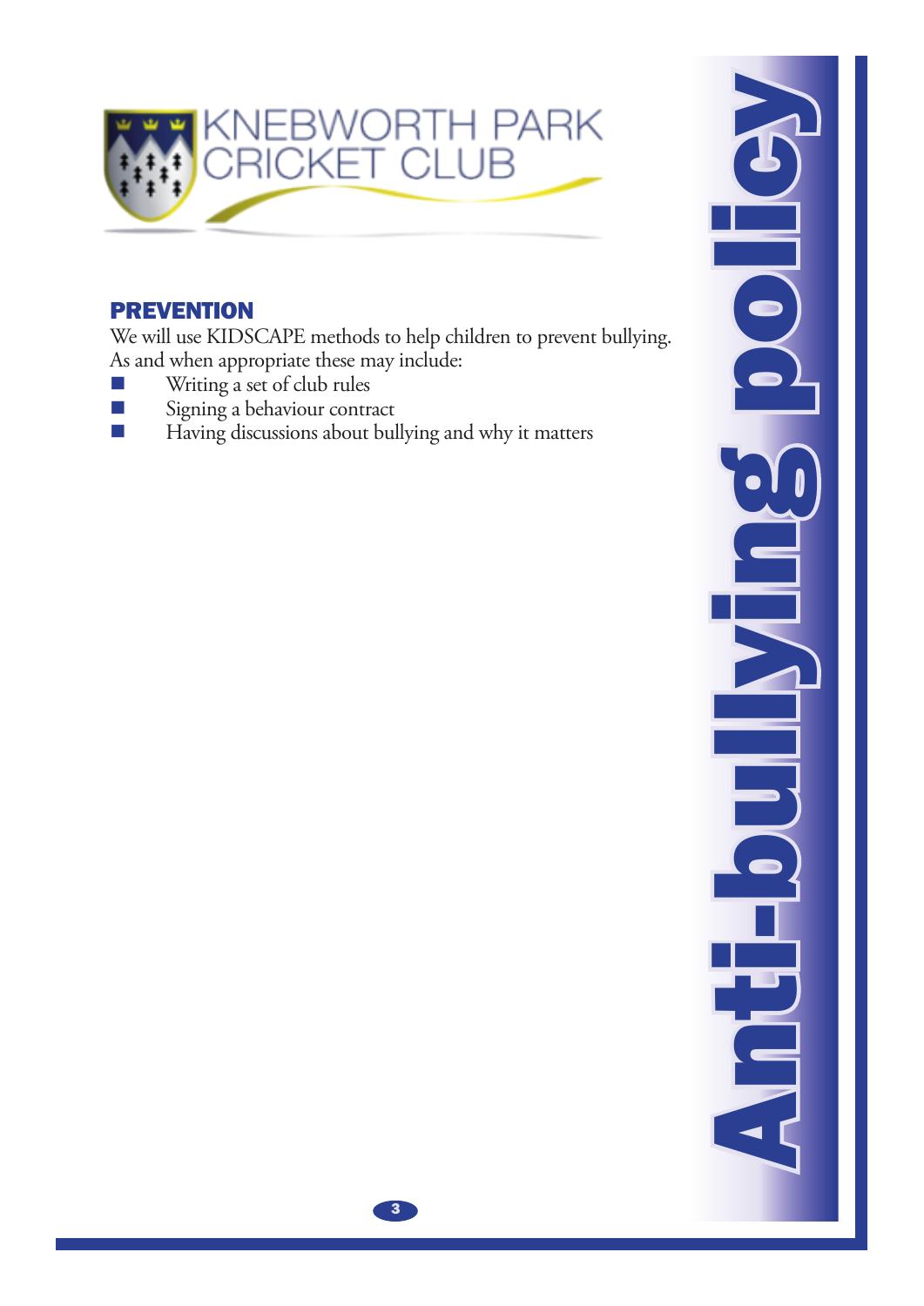KNEBWORTH PARK
CRICKET CLUB

## PREVENTION

We will use KIDSCAPE methods to help children to prevent bullying. As and when appropriate these may include:

- Writing a set of club rules
- Signing a behaviour contract
- Having discussions about bullying and why it matters

Anti-bullying policy